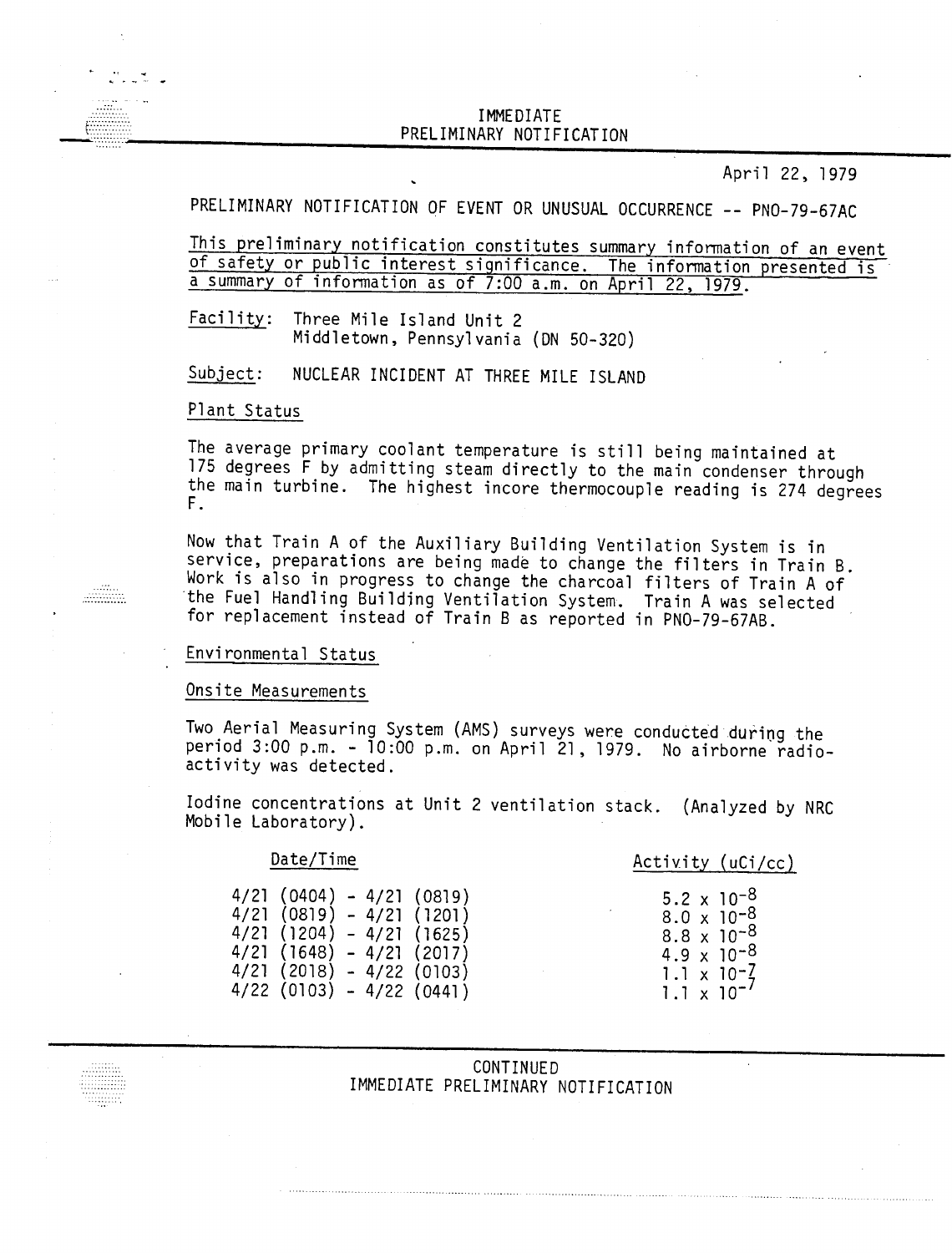IMMEDIATE
PRELIMINARY NOTIFICATION

April 22, 1979

PRELIMINARY NOTIFICATION OF EVENT OR UNUSUAL OCCURRENCE -- PNO-79-67AC

This preliminary notification constitutes summary information of an event of safety or public interest significance. The information presented is a summary of information as of 7:00 a.m. on April 22, 1979.

Facility: Three Mile Island Unit 2
Middletown, Pennsylvania (DN 50-320)

Subject: NUCLEAR INCIDENT AT THREE MILE ISLAND

Plant Status

The average primary coolant temperature is still being maintained at 175 degrees F by admitting steam directly to the main condenser through the main turbine. The highest incore thermocouple reading is 274 degrees F.

Now that Train A of the Auxiliary Building Ventilation System is in service, preparations are being made to change the filters in Train B. Work is also in progress to change the charcoal filters of Train A of the Fuel Handling Building Ventilation System. Train A was selected for replacement instead of Train B as reported in PNO-79-67AB.

Environmental Status

Onsite Measurements

Two Aerial Measuring System (AMS) surveys were conducted during the period 3:00 p.m. - 10:00 p.m. on April 21, 1979. No airborne radioactivity was detected.

Iodine concentrations at Unit 2 ventilation stack. (Analyzed by NRC Mobile Laboratory).

| Date/Time | Activity (uCi/cc) |
|---|---|
| 4/21 (0404) - 4/21 (0819) | $5.2 \times 10^{-8}$ |
| 4/21 (0819) - 4/21 (1201) | $8.0 \times 10^{-8}$ |
| 4/21 (1204) - 4/21 (1625) | $8.8 \times 10^{-8}$ |
| 4/21 (1648) - 4/21 (2017) | $4.9 \times 10^{-8}$ |
| 4/21 (2018) - 4/22 (0103) | $1.1 \times 10^{-7}$ |
| 4/22 (0103) - 4/22 (0441) | $1.1 \times 10^{-7}$ |

CONTINUED
IMMEDIATE PRELIMINARY NOTIFICATION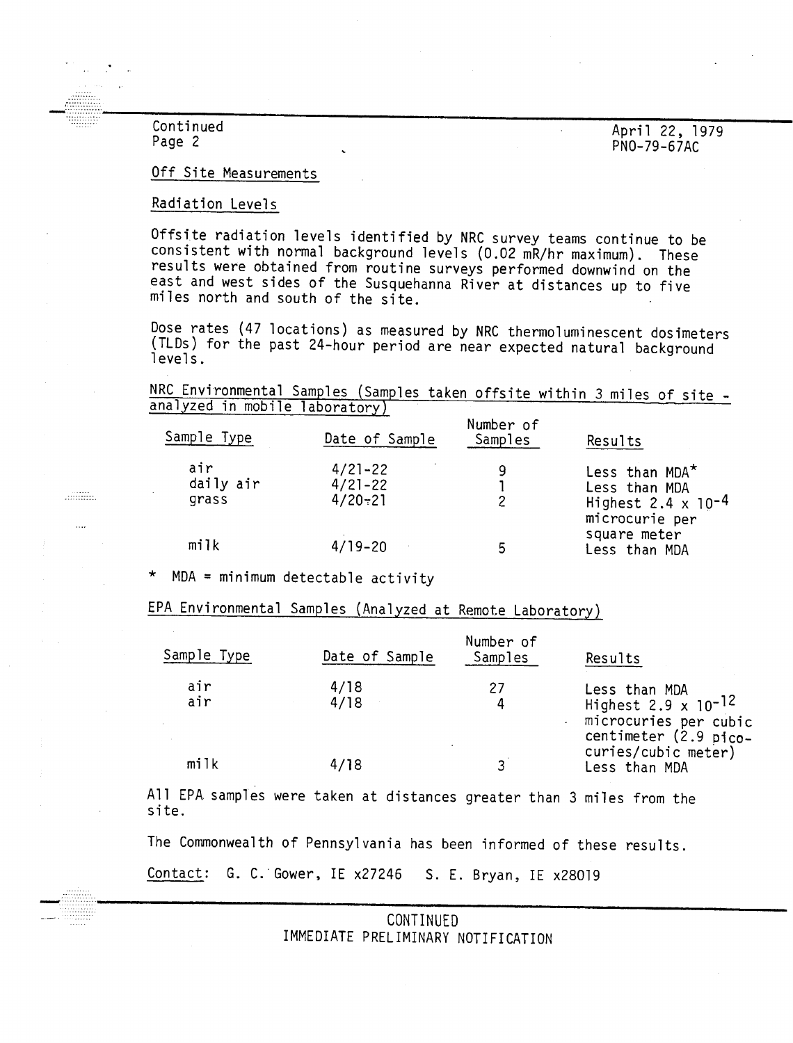Continued
Page 2

April 22, 1979
PNO-79-67AC

Off Site Measurements

Radiation Levels

Offsite radiation levels identified by NRC survey teams continue to be consistent with normal background levels (0.02 mR/hr maximum). These results were obtained from routine surveys performed downwind on the east and west sides of the Susquehanna River at distances up to five miles north and south of the site.

Dose rates (47 locations) as measured by NRC thermoluminescent dosimeters (TLDs) for the past 24-hour period are near expected natural background levels.

NRC Environmental Samples (Samples taken offsite within 3 miles of site - analyzed in mobile laboratory)

| Sample Type | Date of Sample | Number of Samples | Results |
|---|---|---|---|
| air | 4/21-22 | 9 | Less than MDA* |
| daily air | 4/21-22 | 1 | Less than MDA |
| grass | 4/20-21 | 2 | Highest $2.4 \times 10^{-4}$ microcurie per square meter |
| milk | 4/19-20 | 5 | Less than MDA |

\* MDA = minimum detectable activity

EPA Environmental Samples (Analyzed at Remote Laboratory)

| Sample Type | Date of Sample | Number of Samples | Results |
|---|---|---|---|
| air | 4/18 | 27 | Less than MDA |
| air | 4/18 | 4 | Highest $2.9 \times 10^{-12}$ microcuries per cubic centimeter (2.9 pico-curies/cubic meter) |
| milk | 4/18 | 3 | Less than MDA |

All EPA samples were taken at distances greater than 3 miles from the site.

The Commonwealth of Pennsylvania has been informed of these results.

Contact: G. C. Gower, IE x27246 S. E. Bryan, IE x28019

CONTINUED
IMMEDIATE PRELIMINARY NOTIFICATION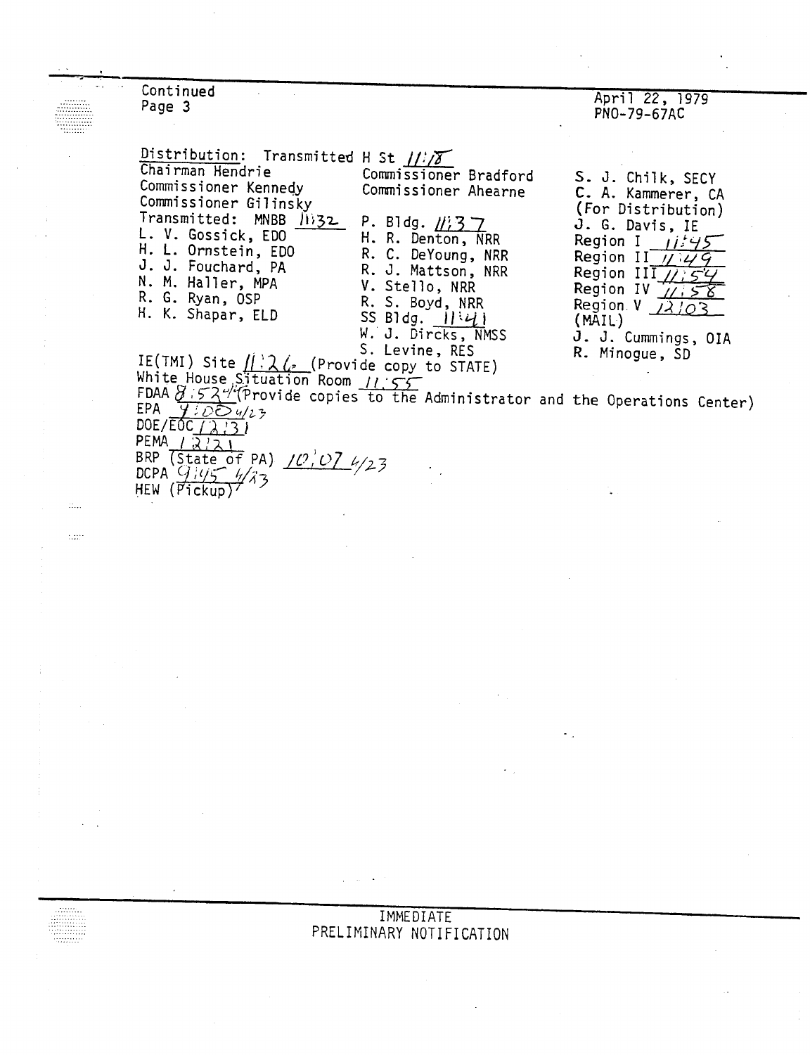Continued
Page 3

April 22, 1979
PNO-79-67AC

Distribution: Transmitted H St 11:18

Chairman Hendrie
Commissioner Kennedy
Commissioner Gilinsky

Commissioner Bradford
Commissioner Ahearne

S. J. Chilk, SECY
C. A. Kammerer, CA
(For Distribution)

Transmitted: MNBB 11:32
L. V. Gossick, EDO
H. L. Ornstein, EDO
J. J. Fouchard, PA
N. M. Haller, MPA
R. G. Ryan, OSP
H. K. Shapar, ELD

P. Bldg. 11:37
H. R. Denton, NRR
R. C. DeYoung, NRR
R. J. Mattson, NRR
V. Stello, NRR
R. S. Boyd, NRR
SS Bldg. 11:41
W. J. Dircks, NMSS
S. Levine, RES

J. G. Davis, IE
Region I 11:45
Region II 11:49
Region III 11:54
Region IV 11:58
Region V 12:03
(MAIL)
J. J. Cummings, OIA
R. Minogue, SD

IE(TMI) Site 11:26 (Provide copy to STATE)
White House Situation Room 11:55
FDAA 8:52 4/23 (Provide copies to the Administrator and the Operations Center)
EPA 9:00 4/23
DOE/EOC 12:31
PEMA 12:21
BRP (State of PA) 10:07 4/23
DCPA 9:45 4/23
HEW (Pickup)

IMMEDIATE
PRELIMINARY NOTIFICATION